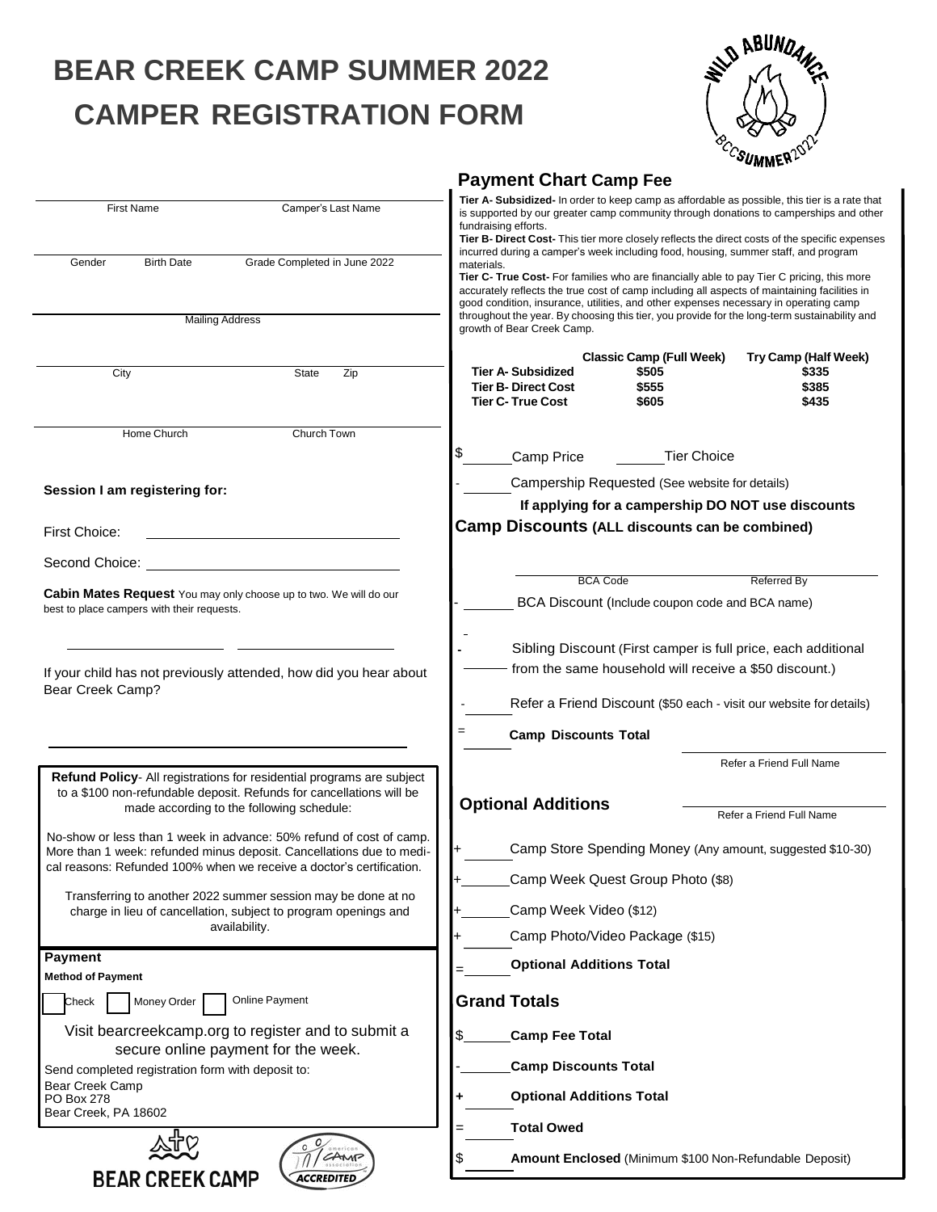# BEAR CREEK CAMP SUMMER 2022

# CAMPER REGISTRATION FORM

WILD ABUNDANCE BCCSUMMER2022

First Name Camper's Last Name

Gender Birth Date Grade Completed in June 2022

Mailing Address

City State Zip

Home Church Church Town

**Session I am registering for:**

First Choice: ______________________

Second Choice: ______________________

**Cabin Mates Request** You may only choose up to two. We will do our best to place campers with their requests.

______________ ______________

If your child has not previously attended, how did you hear about Bear Creek Camp?

______________________

**Refund Policy**- All registrations for residential programs are subject to a $100 non-refundable deposit. Refunds for cancellations will be made according to the following schedule:

No-show or less than 1 week in advance: 50% refund of cost of camp. More than 1 week: refunded minus deposit. Cancellations due to medical reasons: Refunded 100% when we receive a doctor's certification.

Transferring to another 2022 summer session may be done at no charge in lieu of cancellation, subject to program openings and availability.

**Payment**

**Method of Payment**

☐ Check ☐ Money Order ☐ Online Payment

Visit bearcreekcamp.org to register and to submit a secure online payment for the week.

Send completed registration form with deposit to:

Bear Creek Camp
PO Box 278
Bear Creek, PA 18602

BEAR CREEK CAMP

American Camp Association ACCREDITED

## Payment Chart Camp Fee

**Tier A- Subsidized-** In order to keep camp as affordable as possible, this tier is a rate that is supported by our greater camp community through donations to camperships and other fundraising efforts.

**Tier B- Direct Cost-** This tier more closely reflects the direct costs of the specific expenses incurred during a camper's week including food, housing, summer staff, and program materials.

**Tier C- True Cost-** For families who are financially able to pay Tier C pricing, this more accurately reflects the true cost of camp including all aspects of maintaining facilities in good condition, insurance, utilities, and other expenses necessary in operating camp throughout the year. By choosing this tier, you provide for the long-term sustainability and growth of Bear Creek Camp.

| | Classic Camp (Full Week) | Try Camp (Half Week) |
|---|---|---|
| **Tier A- Subsidized** | **$505** | **$335** |
| **Tier B- Direct Cost** | **$555** | **$385** |
| **Tier C- True Cost** | **$605** | **$435** |

$ ______ Camp Price ______ Tier Choice

\- ______ Campership Requested (See website for details)

**If applying for a campership DO NOT use discounts**

### Camp Discounts (ALL discounts can be combined)

BCA Code Referred By

\- ______ BCA Discount (Include coupon code and BCA name)

\- ______ Sibling Discount (First camper is full price, each additional from the same household will receive a $50 discount.)

\- ______ Refer a Friend Discount ($50 each - visit our website for details)

= ______ **Camp Discounts Total**

Refer a Friend Full Name

Refer a Friend Full Name

### Optional Additions

\+ ______ Camp Store Spending Money (Any amount, suggested $10-30)

\+ ______ Camp Week Quest Group Photo ($8)

\+ ______ Camp Week Video ($12)

\+ ______ Camp Photo/Video Package ($15)

= ______ **Optional Additions Total**

### Grand Totals

$ ______ **Camp Fee Total**

\- ______ **Camp Discounts Total**

\+ ______ **Optional Additions Total**

= ______ **Total Owed**

$ ______ **Amount Enclosed** (Minimum $100 Non-Refundable Deposit)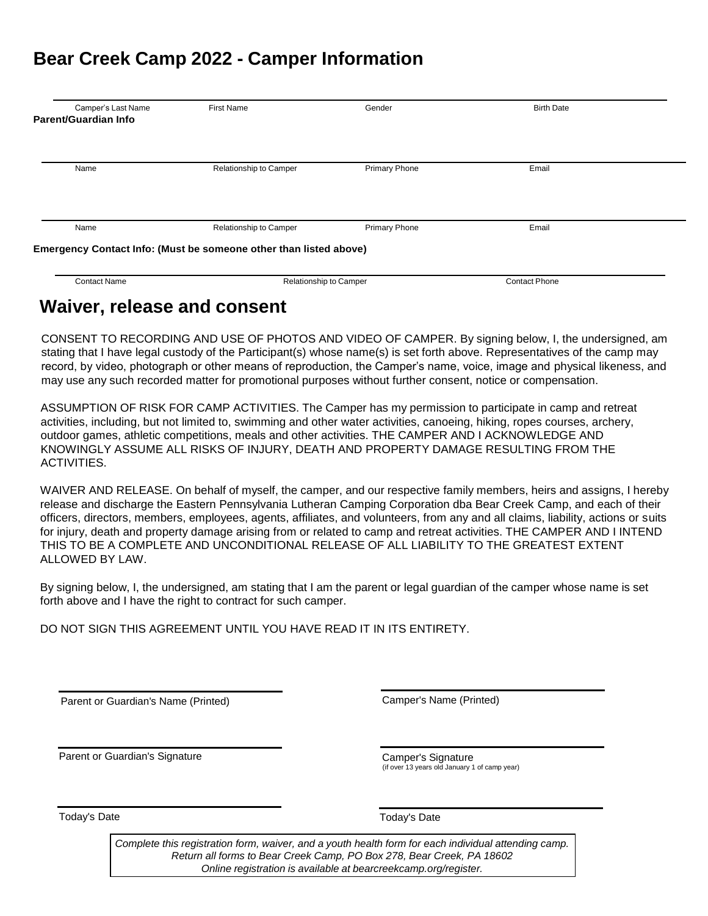# Bear Creek Camp 2022 - Camper Information

| Camper's Last Name | First Name | Gender | Birth Date |
|---|---|---|---|

**Parent/Guardian Info**

| Name | Relationship to Camper | Primary Phone | Email |
|---|---|---|---|

| Name | Relationship to Camper | Primary Phone | Email |
|---|---|---|---|

**Emergency Contact Info: (Must be someone other than listed above)**

| Contact Name | Relationship to Camper | Contact Phone |
|---|---|---|

## Waiver, release and consent

CONSENT TO RECORDING AND USE OF PHOTOS AND VIDEO OF CAMPER. By signing below, I, the undersigned, am stating that I have legal custody of the Participant(s) whose name(s) is set forth above. Representatives of the camp may record, by video, photograph or other means of reproduction, the Camper's name, voice, image and physical likeness, and may use any such recorded matter for promotional purposes without further consent, notice or compensation.

ASSUMPTION OF RISK FOR CAMP ACTIVITIES. The Camper has my permission to participate in camp and retreat activities, including, but not limited to, swimming and other water activities, canoeing, hiking, ropes courses, archery, outdoor games, athletic competitions, meals and other activities. THE CAMPER AND I ACKNOWLEDGE AND KNOWINGLY ASSUME ALL RISKS OF INJURY, DEATH AND PROPERTY DAMAGE RESULTING FROM THE ACTIVITIES.

WAIVER AND RELEASE. On behalf of myself, the camper, and our respective family members, heirs and assigns, I hereby release and discharge the Eastern Pennsylvania Lutheran Camping Corporation dba Bear Creek Camp, and each of their officers, directors, members, employees, agents, affiliates, and volunteers, from any and all claims, liability, actions or suits for injury, death and property damage arising from or related to camp and retreat activities. THE CAMPER AND I INTEND THIS TO BE A COMPLETE AND UNCONDITIONAL RELEASE OF ALL LIABILITY TO THE GREATEST EXTENT ALLOWED BY LAW.

By signing below, I, the undersigned, am stating that I am the parent or legal guardian of the camper whose name is set forth above and I have the right to contract for such camper.

DO NOT SIGN THIS AGREEMENT UNTIL YOU HAVE READ IT IN ITS ENTIRETY.

Parent or Guardian's Name (Printed)

Camper's Name (Printed)

Parent or Guardian's Signature

Camper's Signature
(if over 13 years old January 1 of camp year)

Today's Date

Today's Date

*Complete this registration form, waiver, and a youth health form for each individual attending camp.*
*Return all forms to Bear Creek Camp, PO Box 278, Bear Creek, PA 18602*
*Online registration is available at bearcreekcamp.org/register.*